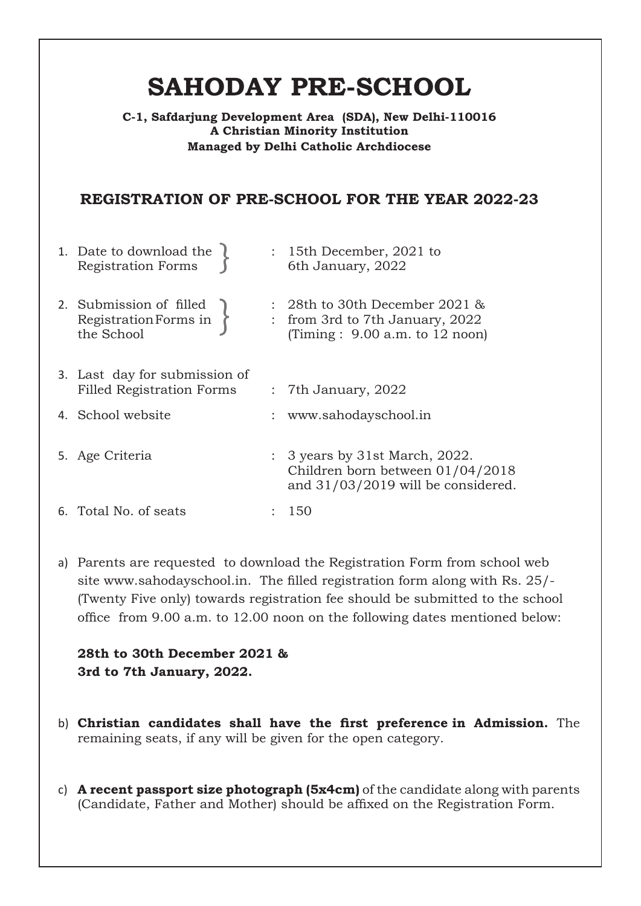# SAHODAY PRE-SCHOOL

**C-1, Safdarjung Development Area (SDA), New Delhi-110016**
**A Christian Minority Institution**
**Managed by Delhi Catholic Archdiocese**

## REGISTRATION OF PRE-SCHOOL FOR THE YEAR 2022-23

1. Date to download the Registration Forms : 15th December, 2021 to 6th January, 2022
2. Submission of filled Registration Forms in the School : 28th to 30th December 2021 & : from 3rd to 7th January, 2022 (Timing : 9.00 a.m. to 12 noon)
3. Last day for submission of Filled Registration Forms : 7th January, 2022
4. School website : www.sahodayschool.in
5. Age Criteria : 3 years by 31st March, 2022. Children born between 01/04/2018 and 31/03/2019 will be considered.
6. Total No. of seats : 150

a) Parents are requested to download the Registration Form from school web site www.sahodayschool.in. The filled registration form along with Rs. 25/- (Twenty Five only) towards registration fee should be submitted to the school office from 9.00 a.m. to 12.00 noon on the following dates mentioned below:

   **28th to 30th December 2021 &**
   **3rd to 7th January, 2022.**

b) **Christian candidates shall have the first preference in Admission.** The remaining seats, if any will be given for the open category.

c) **A recent passport size photograph (5x4cm)** of the candidate along with parents (Candidate, Father and Mother) should be affixed on the Registration Form.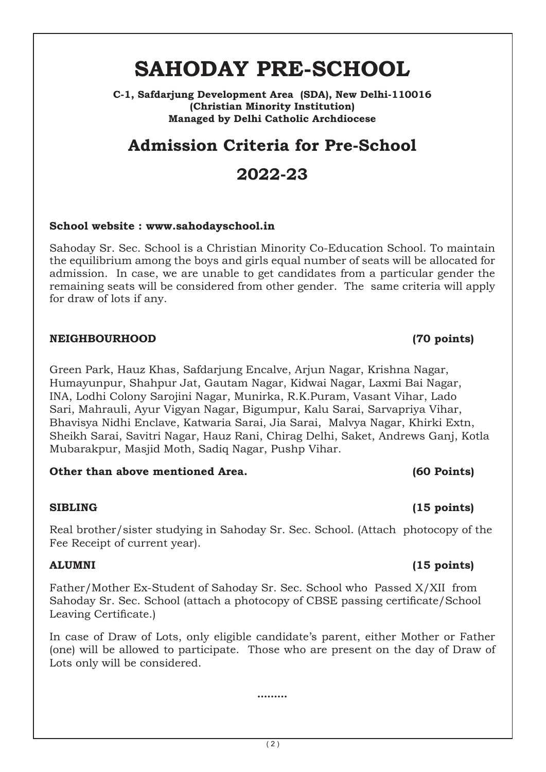# SAHODAY PRE-SCHOOL

**C-1, Safdarjung Development Area (SDA), New Delhi-110016**
**(Christian Minority Institution)**
**Managed by Delhi Catholic Archdiocese**

## Admission Criteria for Pre-School

## 2022-23

**School website : www.sahodayschool.in**

Sahoday Sr. Sec. School is a Christian Minority Co-Education School. To maintain the equilibrium among the boys and girls equal number of seats will be allocated for admission. In case, we are unable to get candidates from a particular gender the remaining seats will be considered from other gender. The same criteria will apply for draw of lots if any.

**NEIGHBOURHOOD (70 points)**

Green Park, Hauz Khas, Safdarjung Encalve, Arjun Nagar, Krishna Nagar, Humayunpur, Shahpur Jat, Gautam Nagar, Kidwai Nagar, Laxmi Bai Nagar, INA, Lodhi Colony Sarojini Nagar, Munirka, R.K.Puram, Vasant Vihar, Lado Sari, Mahrauli, Ayur Vigyan Nagar, Bigumpur, Kalu Sarai, Sarvapriya Vihar, Bhavisya Nidhi Enclave, Katwaria Sarai, Jia Sarai, Malvya Nagar, Khirki Extn, Sheikh Sarai, Savitri Nagar, Hauz Rani, Chirag Delhi, Saket, Andrews Ganj, Kotla Mubarakpur, Masjid Moth, Sadiq Nagar, Pushp Vihar.

**Other than above mentioned Area. (60 Points)**

**SIBLING (15 points)**

Real brother/sister studying in Sahoday Sr. Sec. School. (Attach photocopy of the Fee Receipt of current year).

**ALUMNI (15 points)**

Father/Mother Ex-Student of Sahoday Sr. Sec. School who Passed X/XII from Sahoday Sr. Sec. School (attach a photocopy of CBSE passing certificate/School Leaving Certificate.)

In case of Draw of Lots, only eligible candidate's parent, either Mother or Father (one) will be allowed to participate. Those who are present on the day of Draw of Lots only will be considered.

.........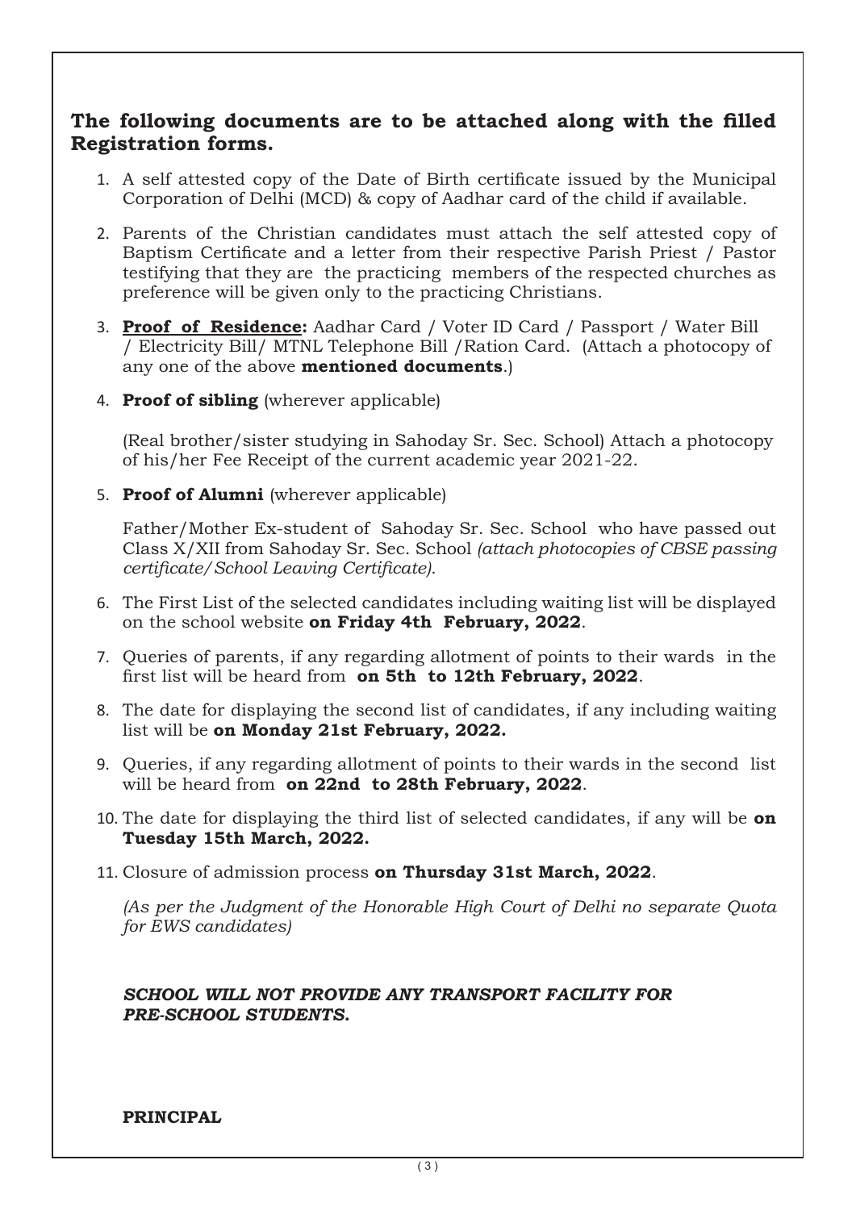## The following documents are to be attached along with the filled Registration forms.

1. A self attested copy of the Date of Birth certificate issued by the Municipal Corporation of Delhi (MCD) & copy of Aadhar card of the child if available.
2. Parents of the Christian candidates must attach the self attested copy of Baptism Certificate and a letter from their respective Parish Priest / Pastor testifying that they are the practicing members of the respected churches as preference will be given only to the practicing Christians.
3. **<u>Proof of Residence</u>:** Aadhar Card / Voter ID Card / Passport / Water Bill / Electricity Bill/ MTNL Telephone Bill /Ration Card. (Attach a photocopy of any one of the above **mentioned documents**.)
4. **Proof of sibling** (wherever applicable)

   (Real brother/sister studying in Sahoday Sr. Sec. School) Attach a photocopy of his/her Fee Receipt of the current academic year 2021-22.
5. **Proof of Alumni** (wherever applicable)

   Father/Mother Ex-student of Sahoday Sr. Sec. School who have passed out Class X/XII from Sahoday Sr. Sec. School *(attach photocopies of CBSE passing certificate/School Leaving Certificate)*.
6. The First List of the selected candidates including waiting list will be displayed on the school website **on Friday 4th February, 2022**.
7. Queries of parents, if any regarding allotment of points to their wards in the first list will be heard from **on 5th to 12th February, 2022**.
8. The date for displaying the second list of candidates, if any including waiting list will be **on Monday 21st February, 2022.**
9. Queries, if any regarding allotment of points to their wards in the second list will be heard from **on 22nd to 28th February, 2022**.
10. The date for displaying the third list of selected candidates, if any will be **on Tuesday 15th March, 2022.**
11. Closure of admission process **on Thursday 31st March, 2022**.

    *(As per the Judgment of the Honorable High Court of Delhi no separate Quota for EWS candidates)*

***SCHOOL WILL NOT PROVIDE ANY TRANSPORT FACILITY FOR PRE-SCHOOL STUDENTS.***

**PRINCIPAL**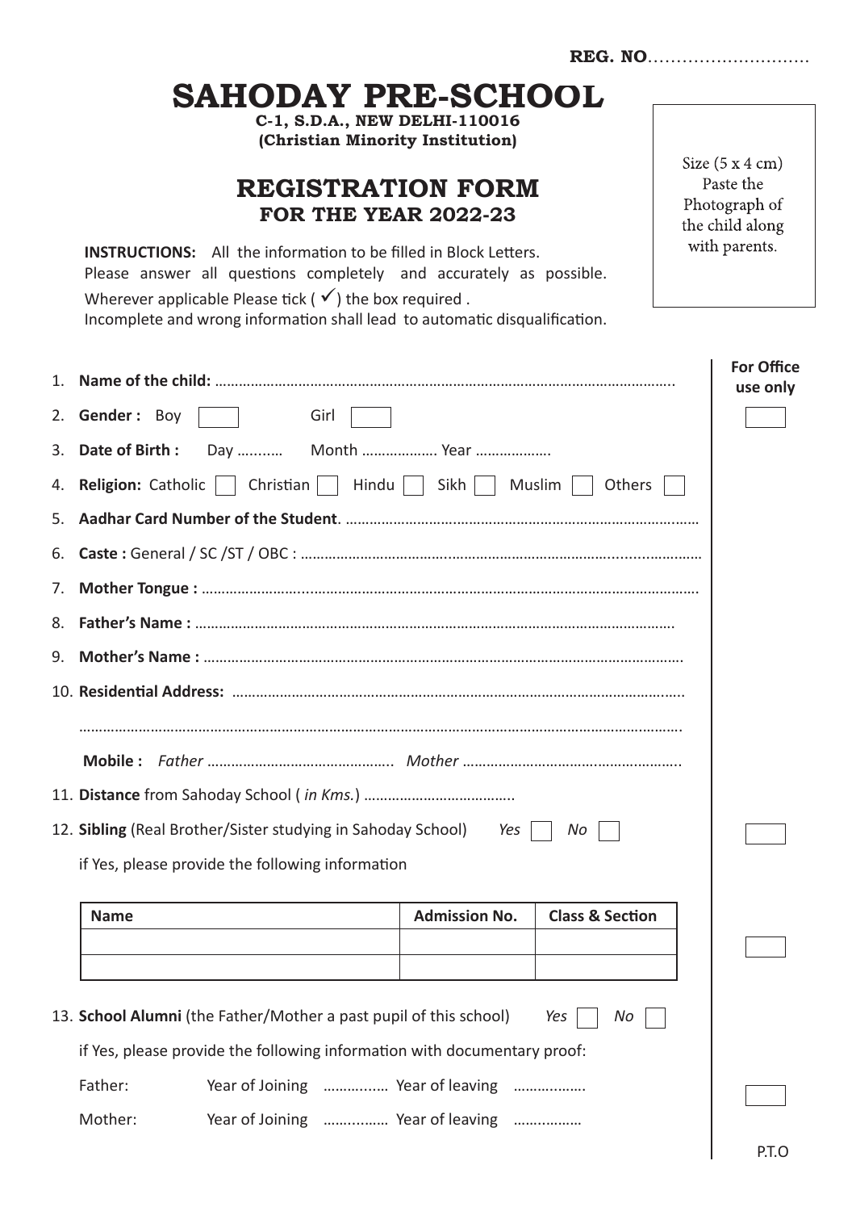**REG. NO**...........................

# SAHODAY PRE-SCHOOL

**C-1, S.D.A., NEW DELHI-110016**
**(Christian Minority Institution)**

## REGISTRATION FORM
### FOR THE YEAR 2022-23

Size (5 x 4 cm) Paste the Photograph of the child along with parents.

**INSTRUCTIONS:** All the information to be filled in Block Letters.
Please answer all questions completely and accurately as possible.
Wherever applicable Please tick ( ✓ ) the box required .
Incomplete and wrong information shall lead to automatic disqualification.

**For Office use only**

1. **Name of the child:** ..........................................................................................................
2. **Gender :** Boy ☐ Girl ☐
3. **Date of Birth :** Day .......... Month .................. Year ..................
4. **Religion:** Catholic ☐ Christian ☐ Hindu ☐ Sikh ☐ Muslim ☐ Others ☐
5. **Aadhar Card Number of the Student**. ..........................................................................
6. **Caste :** General / SC /ST / OBC : ...................................................................................
7. **Mother Tongue :** ..........................................................................................................
8. **Father's Name :** ..........................................................................................................
9. **Mother's Name :** ..........................................................................................................
10. **Residential Address:** ..........................................................................................................

    ..........................................................................................................................

    **Mobile :** *Father* .............................................. *Mother* ..............................................
11. **Distance** from Sahoday School ( *in Kms.*) .....................................
12. **Sibling** (Real Brother/Sister studying in Sahoday School) *Yes* ☐ *No* ☐

    if Yes, please provide the following information

| Name | Admission No. | Class & Section |
|---|---|---|
| | | |
| | | |

13. **School Alumni** (the Father/Mother a past pupil of this school) *Yes* ☐ *No* ☐

    if Yes, please provide the following information with documentary proof:

    Father: Year of Joining ............... Year of leaving ..................

    Mother: Year of Joining ............... Year of leaving ................

P.T.O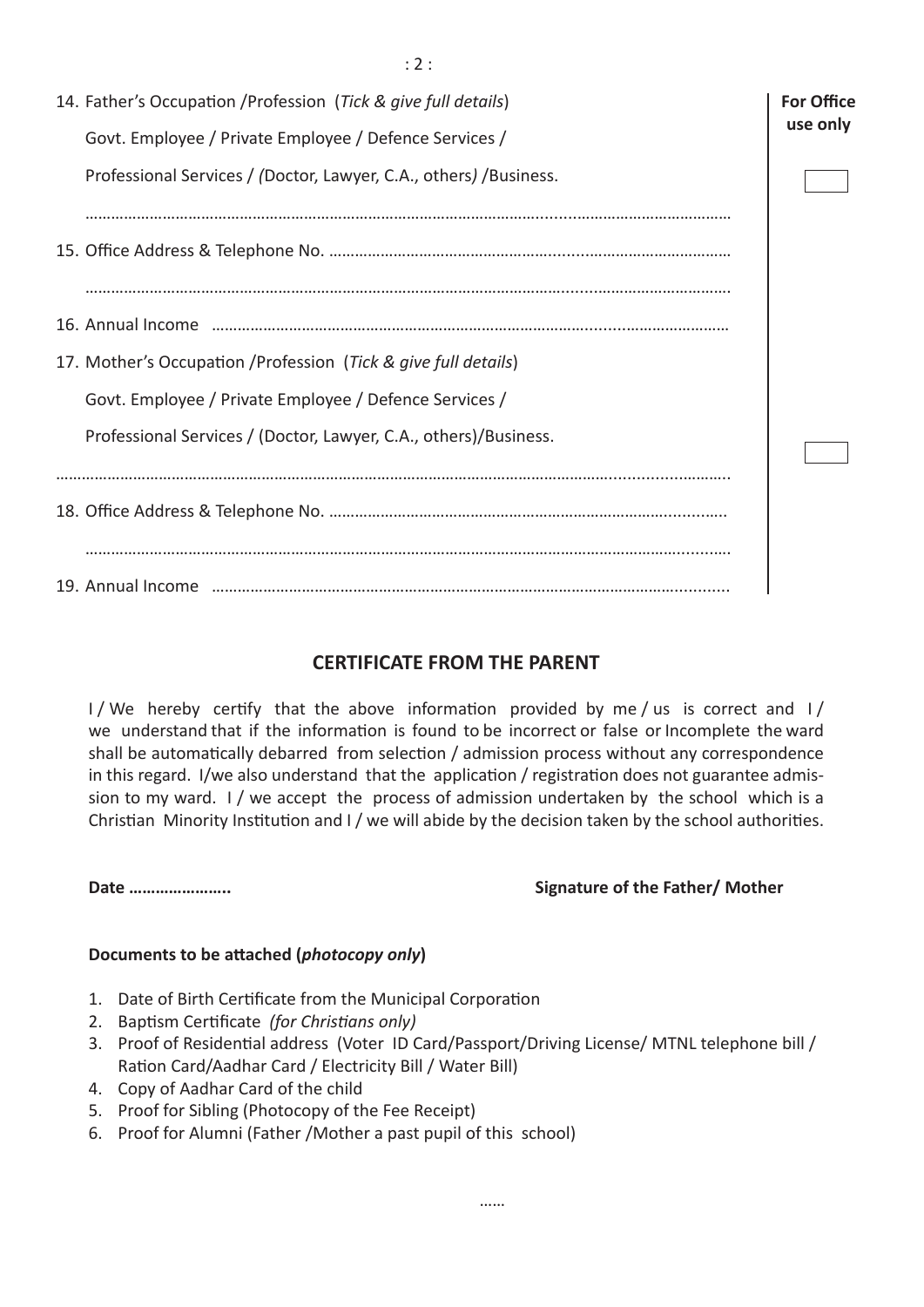**For Office use only**

14. Father's Occupation /Profession (*Tick & give full details*)

    Govt. Employee / Private Employee / Defence Services /

    Professional Services / (Doctor, Lawyer, C.A., others) /Business.

    …………………………………………………………………………………………………………………………

15. Office Address & Telephone No. ……………………………………………………………………………

    …………………………………………………………………………………………………………………………

16. Annual Income ………………………………………………………………………………………………

17. Mother's Occupation /Profession (*Tick & give full details*)

    Govt. Employee / Private Employee / Defence Services /

    Professional Services / (Doctor, Lawyer, C.A., others)/Business.

…………………………………………………………………………………………………………………………………

18. Office Address & Telephone No. ……………………………………………………………………………

    …………………………………………………………………………………………………………………………

19. Annual Income ………………………………………………………………………………………………

## CERTIFICATE FROM THE PARENT

I / We hereby certify that the above information provided by me / us is correct and I / we understand that if the information is found to be incorrect or false or Incomplete the ward shall be automatically debarred from selection / admission process without any correspondence in this regard. I/we also understand that the application / registration does not guarantee admission to my ward. I / we accept the process of admission undertaken by the school which is a Christian Minority Institution and I / we will abide by the decision taken by the school authorities.

**Date …………………..** **Signature of the Father/ Mother**

**Documents to be attached (*photocopy only*)**

1. Date of Birth Certificate from the Municipal Corporation
2. Baptism Certificate *(for Christians only)*
3. Proof of Residential address (Voter ID Card/Passport/Driving License/ MTNL telephone bill / Ration Card/Aadhar Card / Electricity Bill / Water Bill)
4. Copy of Aadhar Card of the child
5. Proof for Sibling (Photocopy of the Fee Receipt)
6. Proof for Alumni (Father /Mother a past pupil of this school)

……